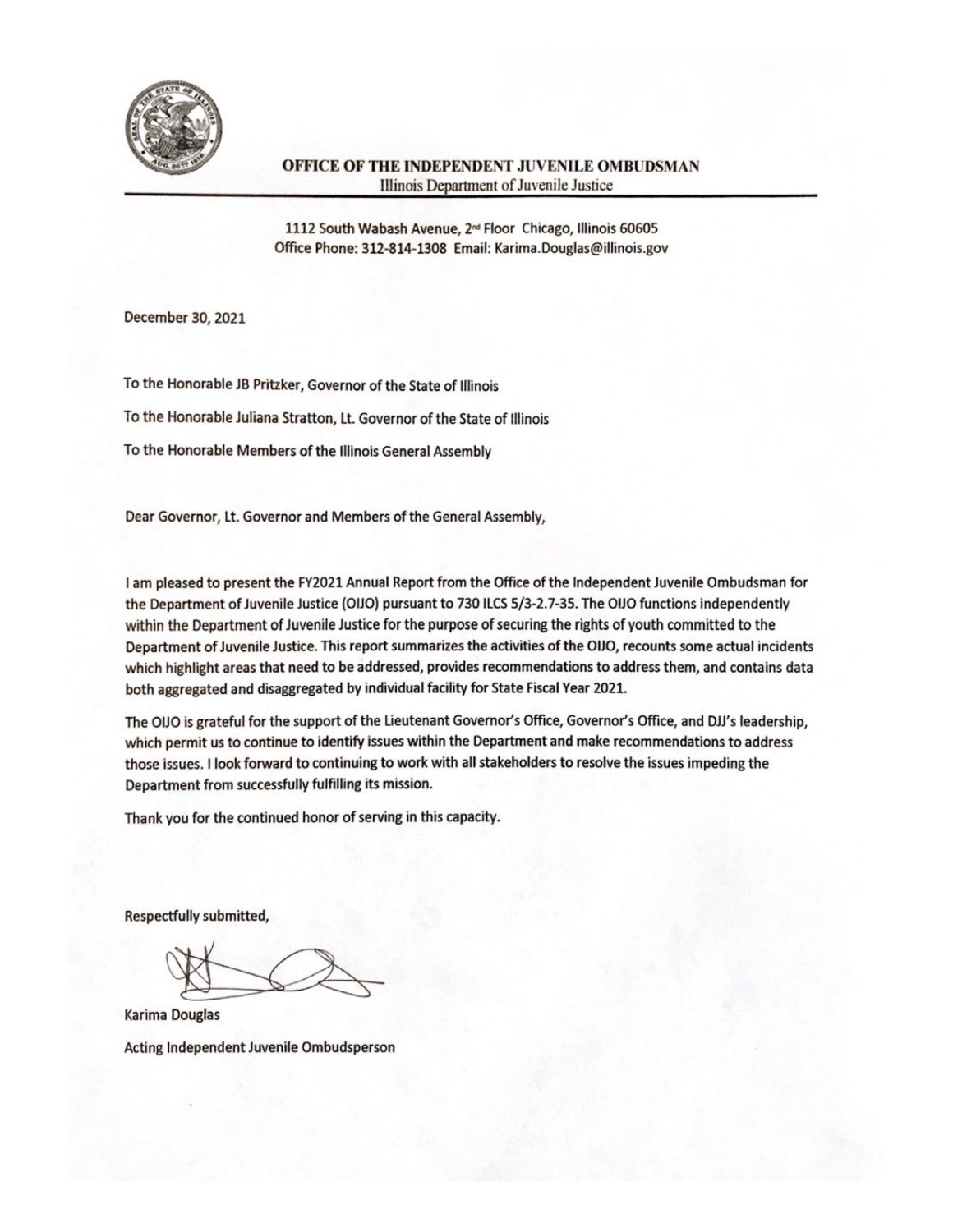**OFFICE OF THE INDEPENDENT JUVENILE OMBUDSMAN**
Illinois Department of Juvenile Justice

1112 South Wabash Avenue, 2nd Floor Chicago, Illinois 60605
Office Phone: 312-814-1308 Email: Karima.Douglas@illinois.gov

December 30, 2021

To the Honorable JB Pritzker, Governor of the State of Illinois

To the Honorable Juliana Stratton, Lt. Governor of the State of Illinois

To the Honorable Members of the Illinois General Assembly

Dear Governor, Lt. Governor and Members of the General Assembly,

I am pleased to present the FY2021 Annual Report from the Office of the Independent Juvenile Ombudsman for the Department of Juvenile Justice (OIJO) pursuant to 730 ILCS 5/3-2.7-35. The OIJO functions independently within the Department of Juvenile Justice for the purpose of securing the rights of youth committed to the Department of Juvenile Justice. This report summarizes the activities of the OIJO, recounts some actual incidents which highlight areas that need to be addressed, provides recommendations to address them, and contains data both aggregated and disaggregated by individual facility for State Fiscal Year 2021.

The OIJO is grateful for the support of the Lieutenant Governor's Office, Governor's Office, and DJJ's leadership, which permit us to continue to identify issues within the Department and make recommendations to address those issues. I look forward to continuing to work with all stakeholders to resolve the issues impeding the Department from successfully fulfilling its mission.

Thank you for the continued honor of serving in this capacity.

Respectfully submitted,

Karima Douglas

Acting Independent Juvenile Ombudsperson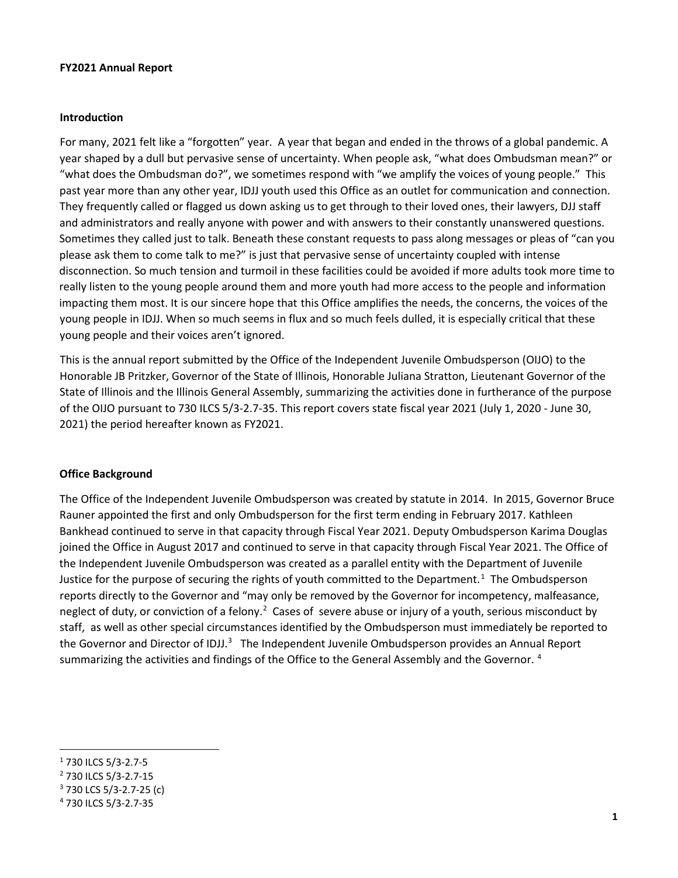**FY2021 Annual Report**

**Introduction**

For many, 2021 felt like a "forgotten" year. A year that began and ended in the throws of a global pandemic. A year shaped by a dull but pervasive sense of uncertainty. When people ask, "what does Ombudsman mean?" or "what does the Ombudsman do?", we sometimes respond with "we amplify the voices of young people." This past year more than any other year, IDJJ youth used this Office as an outlet for communication and connection. They frequently called or flagged us down asking us to get through to their loved ones, their lawyers, DJJ staff and administrators and really anyone with power and with answers to their constantly unanswered questions. Sometimes they called just to talk. Beneath these constant requests to pass along messages or pleas of "can you please ask them to come talk to me?" is just that pervasive sense of uncertainty coupled with intense disconnection. So much tension and turmoil in these facilities could be avoided if more adults took more time to really listen to the young people around them and more youth had more access to the people and information impacting them most. It is our sincere hope that this Office amplifies the needs, the concerns, the voices of the young people in IDJJ. When so much seems in flux and so much feels dulled, it is especially critical that these young people and their voices aren't ignored.

This is the annual report submitted by the Office of the Independent Juvenile Ombudsperson (OIJO) to the Honorable JB Pritzker, Governor of the State of Illinois, Honorable Juliana Stratton, Lieutenant Governor of the State of Illinois and the Illinois General Assembly, summarizing the activities done in furtherance of the purpose of the OIJO pursuant to 730 ILCS 5/3-2.7-35. This report covers state fiscal year 2021 (July 1, 2020 - June 30, 2021) the period hereafter known as FY2021.

**Office Background**

The Office of the Independent Juvenile Ombudsperson was created by statute in 2014. In 2015, Governor Bruce Rauner appointed the first and only Ombudsperson for the first term ending in February 2017. Kathleen Bankhead continued to serve in that capacity through Fiscal Year 2021. Deputy Ombudsperson Karima Douglas joined the Office in August 2017 and continued to serve in that capacity through Fiscal Year 2021. The Office of the Independent Juvenile Ombudsperson was created as a parallel entity with the Department of Juvenile Justice for the purpose of securing the rights of youth committed to the Department.[1] The Ombudsperson reports directly to the Governor and "may only be removed by the Governor for incompetency, malfeasance, neglect of duty, or conviction of a felony.[2] Cases of severe abuse or injury of a youth, serious misconduct by staff, as well as other special circumstances identified by the Ombudsperson must immediately be reported to the Governor and Director of IDJJ.[3] The Independent Juvenile Ombudsperson provides an Annual Report summarizing the activities and findings of the Office to the General Assembly and the Governor.[4]

---

[1] 730 ILCS 5/3-2.7-5

[2] 730 ILCS 5/3-2.7-15

[3] 730 LCS 5/3-2.7-25 (c)

[4] 730 ILCS 5/3-2.7-35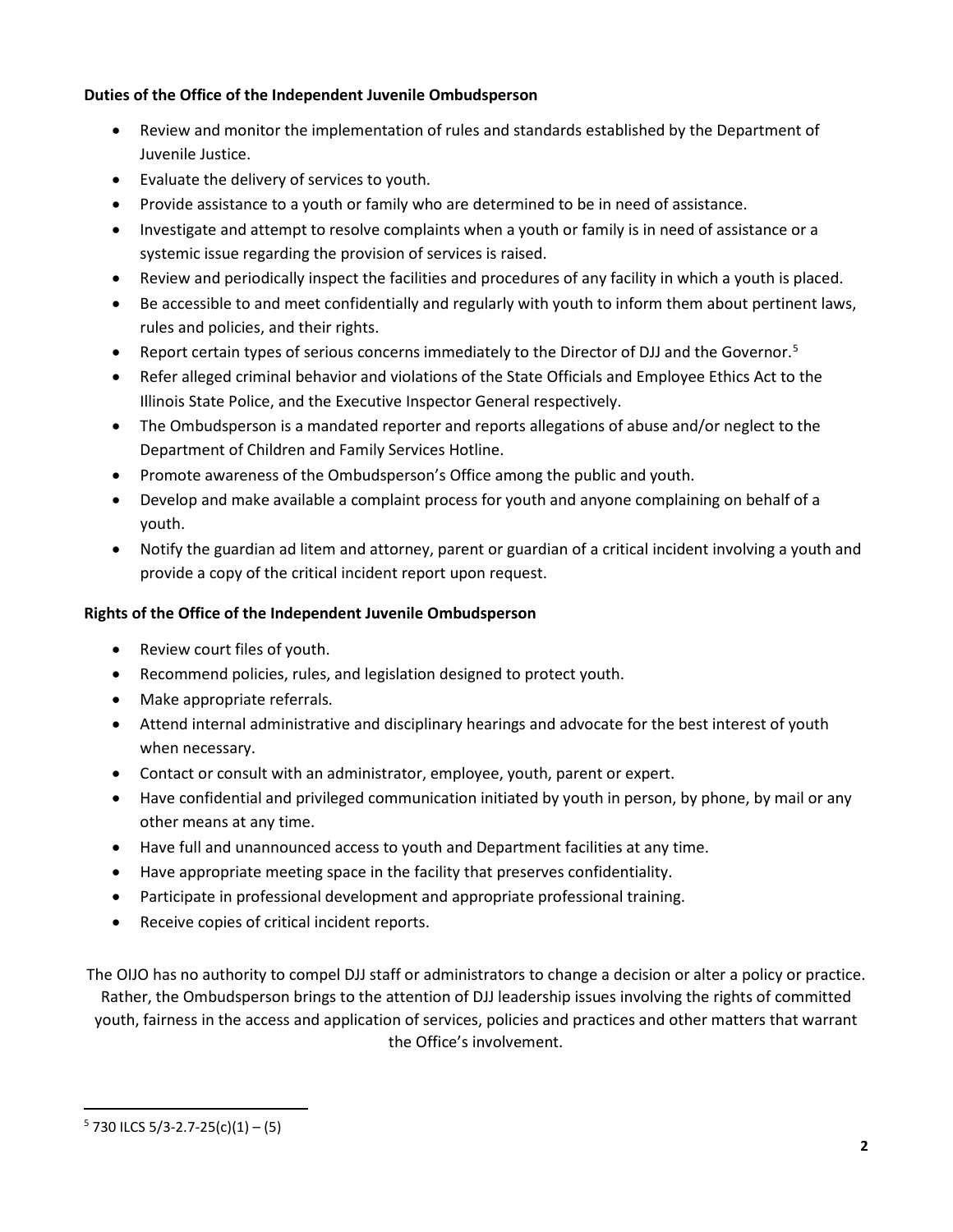**Duties of the Office of the Independent Juvenile Ombudsperson**

- Review and monitor the implementation of rules and standards established by the Department of Juvenile Justice.
- Evaluate the delivery of services to youth.
- Provide assistance to a youth or family who are determined to be in need of assistance.
- Investigate and attempt to resolve complaints when a youth or family is in need of assistance or a systemic issue regarding the provision of services is raised.
- Review and periodically inspect the facilities and procedures of any facility in which a youth is placed.
- Be accessible to and meet confidentially and regularly with youth to inform them about pertinent laws, rules and policies, and their rights.
- Report certain types of serious concerns immediately to the Director of DJJ and the Governor.[5]
- Refer alleged criminal behavior and violations of the State Officials and Employee Ethics Act to the Illinois State Police, and the Executive Inspector General respectively.
- The Ombudsperson is a mandated reporter and reports allegations of abuse and/or neglect to the Department of Children and Family Services Hotline.
- Promote awareness of the Ombudsperson's Office among the public and youth.
- Develop and make available a complaint process for youth and anyone complaining on behalf of a youth.
- Notify the guardian ad litem and attorney, parent or guardian of a critical incident involving a youth and provide a copy of the critical incident report upon request.

**Rights of the Office of the Independent Juvenile Ombudsperson**

- Review court files of youth.
- Recommend policies, rules, and legislation designed to protect youth.
- Make appropriate referrals.
- Attend internal administrative and disciplinary hearings and advocate for the best interest of youth when necessary.
- Contact or consult with an administrator, employee, youth, parent or expert.
- Have confidential and privileged communication initiated by youth in person, by phone, by mail or any other means at any time.
- Have full and unannounced access to youth and Department facilities at any time.
- Have appropriate meeting space in the facility that preserves confidentiality.
- Participate in professional development and appropriate professional training.
- Receive copies of critical incident reports.

The OIJO has no authority to compel DJJ staff or administrators to change a decision or alter a policy or practice. Rather, the Ombudsperson brings to the attention of DJJ leadership issues involving the rights of committed youth, fairness in the access and application of services, policies and practices and other matters that warrant the Office's involvement.

[5] 730 ILCS 5/3-2.7-25(c)(1) – (5)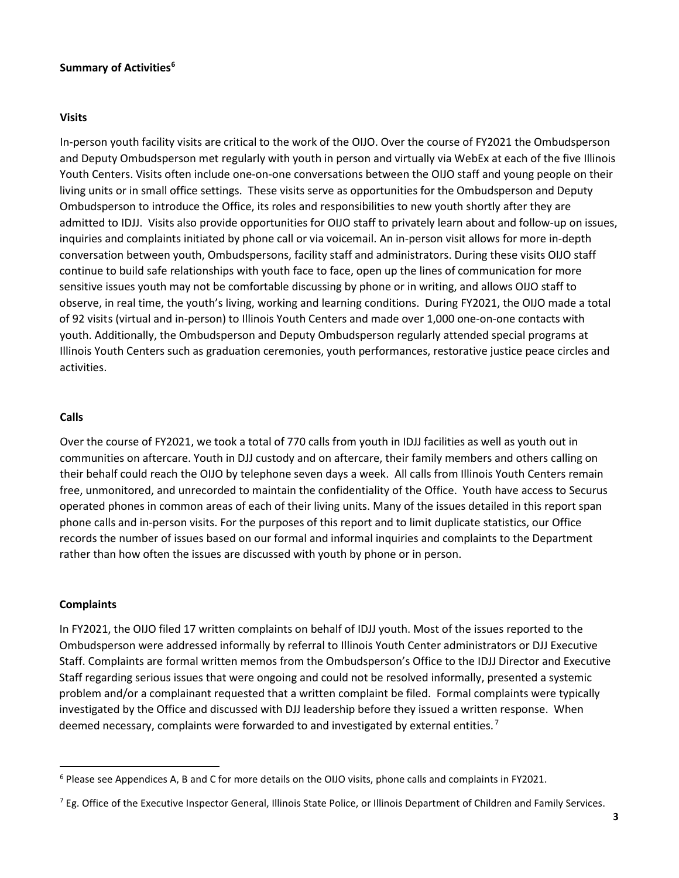**Summary of Activities**[6]

**Visits**

In-person youth facility visits are critical to the work of the OIJO. Over the course of FY2021 the Ombudsperson and Deputy Ombudsperson met regularly with youth in person and virtually via WebEx at each of the five Illinois Youth Centers. Visits often include one-on-one conversations between the OIJO staff and young people on their living units or in small office settings. These visits serve as opportunities for the Ombudsperson and Deputy Ombudsperson to introduce the Office, its roles and responsibilities to new youth shortly after they are admitted to IDJJ. Visits also provide opportunities for OIJO staff to privately learn about and follow-up on issues, inquiries and complaints initiated by phone call or via voicemail. An in-person visit allows for more in-depth conversation between youth, Ombudspersons, facility staff and administrators. During these visits OIJO staff continue to build safe relationships with youth face to face, open up the lines of communication for more sensitive issues youth may not be comfortable discussing by phone or in writing, and allows OIJO staff to observe, in real time, the youth's living, working and learning conditions. During FY2021, the OIJO made a total of 92 visits (virtual and in-person) to Illinois Youth Centers and made over 1,000 one-on-one contacts with youth. Additionally, the Ombudsperson and Deputy Ombudsperson regularly attended special programs at Illinois Youth Centers such as graduation ceremonies, youth performances, restorative justice peace circles and activities.

**Calls**

Over the course of FY2021, we took a total of 770 calls from youth in IDJJ facilities as well as youth out in communities on aftercare. Youth in DJJ custody and on aftercare, their family members and others calling on their behalf could reach the OIJO by telephone seven days a week. All calls from Illinois Youth Centers remain free, unmonitored, and unrecorded to maintain the confidentiality of the Office. Youth have access to Securus operated phones in common areas of each of their living units. Many of the issues detailed in this report span phone calls and in-person visits. For the purposes of this report and to limit duplicate statistics, our Office records the number of issues based on our formal and informal inquiries and complaints to the Department rather than how often the issues are discussed with youth by phone or in person.

**Complaints**

In FY2021, the OIJO filed 17 written complaints on behalf of IDJJ youth. Most of the issues reported to the Ombudsperson were addressed informally by referral to Illinois Youth Center administrators or DJJ Executive Staff. Complaints are formal written memos from the Ombudsperson's Office to the IDJJ Director and Executive Staff regarding serious issues that were ongoing and could not be resolved informally, presented a systemic problem and/or a complainant requested that a written complaint be filed. Formal complaints were typically investigated by the Office and discussed with DJJ leadership before they issued a written response. When deemed necessary, complaints were forwarded to and investigated by external entities.[7]

---

[6] Please see Appendices A, B and C for more details on the OIJO visits, phone calls and complaints in FY2021.

[7] Eg. Office of the Executive Inspector General, Illinois State Police, or Illinois Department of Children and Family Services.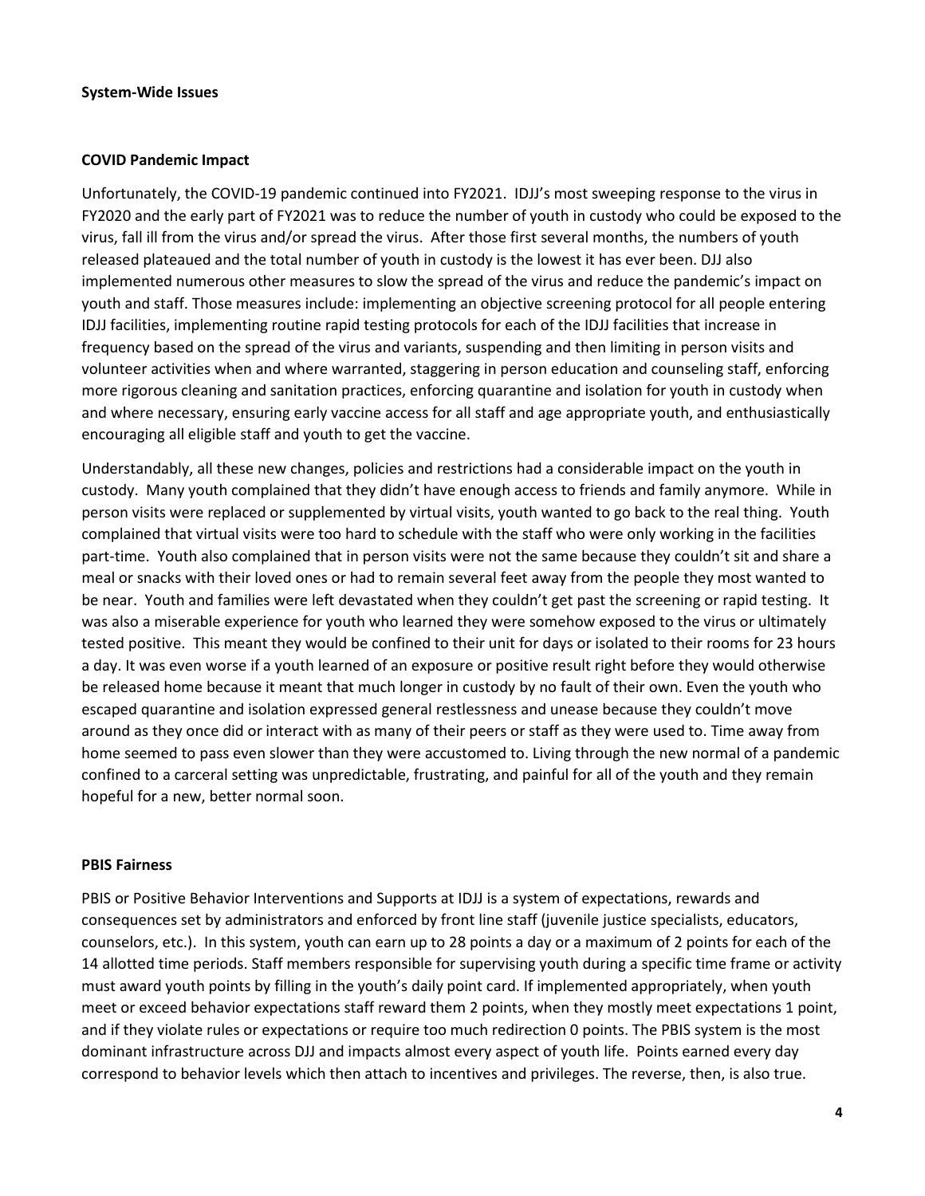**System-Wide Issues**

**COVID Pandemic Impact**

Unfortunately, the COVID-19 pandemic continued into FY2021. IDJJ's most sweeping response to the virus in FY2020 and the early part of FY2021 was to reduce the number of youth in custody who could be exposed to the virus, fall ill from the virus and/or spread the virus. After those first several months, the numbers of youth released plateaued and the total number of youth in custody is the lowest it has ever been. DJJ also implemented numerous other measures to slow the spread of the virus and reduce the pandemic's impact on youth and staff. Those measures include: implementing an objective screening protocol for all people entering IDJJ facilities, implementing routine rapid testing protocols for each of the IDJJ facilities that increase in frequency based on the spread of the virus and variants, suspending and then limiting in person visits and volunteer activities when and where warranted, staggering in person education and counseling staff, enforcing more rigorous cleaning and sanitation practices, enforcing quarantine and isolation for youth in custody when and where necessary, ensuring early vaccine access for all staff and age appropriate youth, and enthusiastically encouraging all eligible staff and youth to get the vaccine.

Understandably, all these new changes, policies and restrictions had a considerable impact on the youth in custody. Many youth complained that they didn't have enough access to friends and family anymore. While in person visits were replaced or supplemented by virtual visits, youth wanted to go back to the real thing. Youth complained that virtual visits were too hard to schedule with the staff who were only working in the facilities part-time. Youth also complained that in person visits were not the same because they couldn't sit and share a meal or snacks with their loved ones or had to remain several feet away from the people they most wanted to be near. Youth and families were left devastated when they couldn't get past the screening or rapid testing. It was also a miserable experience for youth who learned they were somehow exposed to the virus or ultimately tested positive. This meant they would be confined to their unit for days or isolated to their rooms for 23 hours a day. It was even worse if a youth learned of an exposure or positive result right before they would otherwise be released home because it meant that much longer in custody by no fault of their own. Even the youth who escaped quarantine and isolation expressed general restlessness and unease because they couldn't move around as they once did or interact with as many of their peers or staff as they were used to. Time away from home seemed to pass even slower than they were accustomed to. Living through the new normal of a pandemic confined to a carceral setting was unpredictable, frustrating, and painful for all of the youth and they remain hopeful for a new, better normal soon.

**PBIS Fairness**

PBIS or Positive Behavior Interventions and Supports at IDJJ is a system of expectations, rewards and consequences set by administrators and enforced by front line staff (juvenile justice specialists, educators, counselors, etc.). In this system, youth can earn up to 28 points a day or a maximum of 2 points for each of the 14 allotted time periods. Staff members responsible for supervising youth during a specific time frame or activity must award youth points by filling in the youth's daily point card. If implemented appropriately, when youth meet or exceed behavior expectations staff reward them 2 points, when they mostly meet expectations 1 point, and if they violate rules or expectations or require too much redirection 0 points. The PBIS system is the most dominant infrastructure across DJJ and impacts almost every aspect of youth life. Points earned every day correspond to behavior levels which then attach to incentives and privileges. The reverse, then, is also true.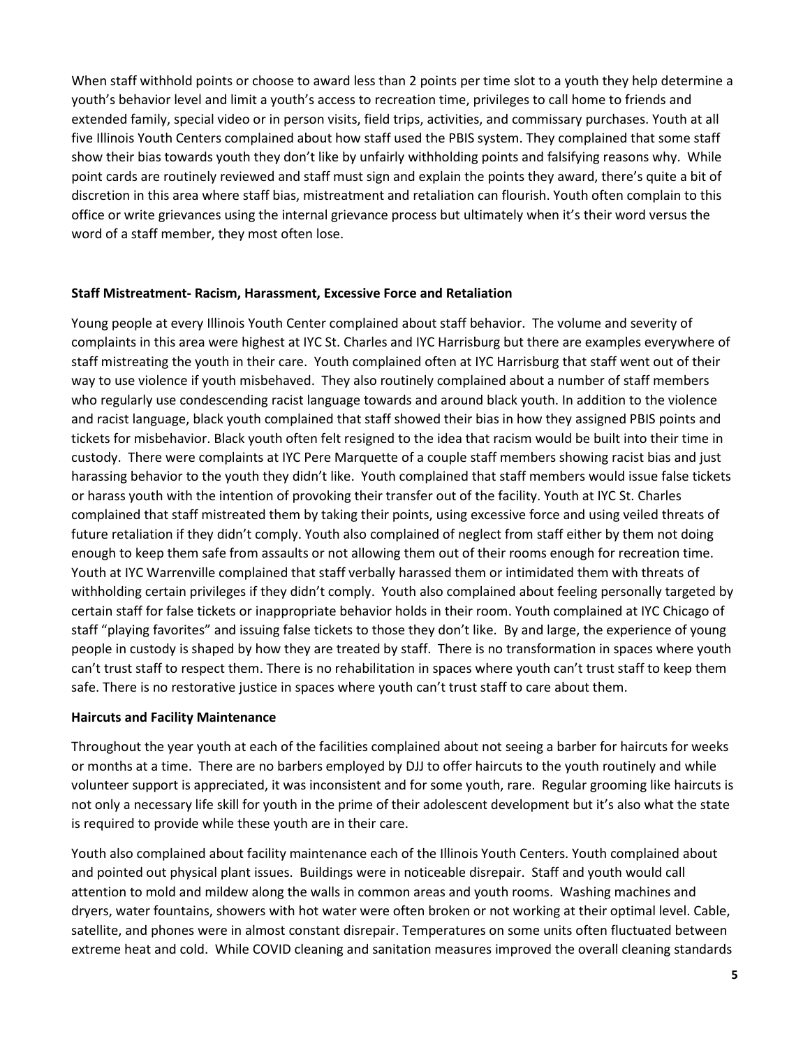When staff withhold points or choose to award less than 2 points per time slot to a youth they help determine a youth's behavior level and limit a youth's access to recreation time, privileges to call home to friends and extended family, special video or in person visits, field trips, activities, and commissary purchases. Youth at all five Illinois Youth Centers complained about how staff used the PBIS system. They complained that some staff show their bias towards youth they don't like by unfairly withholding points and falsifying reasons why. While point cards are routinely reviewed and staff must sign and explain the points they award, there's quite a bit of discretion in this area where staff bias, mistreatment and retaliation can flourish. Youth often complain to this office or write grievances using the internal grievance process but ultimately when it's their word versus the word of a staff member, they most often lose.

**Staff Mistreatment- Racism, Harassment, Excessive Force and Retaliation**

Young people at every Illinois Youth Center complained about staff behavior. The volume and severity of complaints in this area were highest at IYC St. Charles and IYC Harrisburg but there are examples everywhere of staff mistreating the youth in their care. Youth complained often at IYC Harrisburg that staff went out of their way to use violence if youth misbehaved. They also routinely complained about a number of staff members who regularly use condescending racist language towards and around black youth. In addition to the violence and racist language, black youth complained that staff showed their bias in how they assigned PBIS points and tickets for misbehavior. Black youth often felt resigned to the idea that racism would be built into their time in custody. There were complaints at IYC Pere Marquette of a couple staff members showing racist bias and just harassing behavior to the youth they didn't like. Youth complained that staff members would issue false tickets or harass youth with the intention of provoking their transfer out of the facility. Youth at IYC St. Charles complained that staff mistreated them by taking their points, using excessive force and using veiled threats of future retaliation if they didn't comply. Youth also complained of neglect from staff either by them not doing enough to keep them safe from assaults or not allowing them out of their rooms enough for recreation time. Youth at IYC Warrenville complained that staff verbally harassed them or intimidated them with threats of withholding certain privileges if they didn't comply. Youth also complained about feeling personally targeted by certain staff for false tickets or inappropriate behavior holds in their room. Youth complained at IYC Chicago of staff "playing favorites" and issuing false tickets to those they don't like. By and large, the experience of young people in custody is shaped by how they are treated by staff. There is no transformation in spaces where youth can't trust staff to respect them. There is no rehabilitation in spaces where youth can't trust staff to keep them safe. There is no restorative justice in spaces where youth can't trust staff to care about them.

**Haircuts and Facility Maintenance**

Throughout the year youth at each of the facilities complained about not seeing a barber for haircuts for weeks or months at a time. There are no barbers employed by DJJ to offer haircuts to the youth routinely and while volunteer support is appreciated, it was inconsistent and for some youth, rare. Regular grooming like haircuts is not only a necessary life skill for youth in the prime of their adolescent development but it's also what the state is required to provide while these youth are in their care.

Youth also complained about facility maintenance each of the Illinois Youth Centers. Youth complained about and pointed out physical plant issues. Buildings were in noticeable disrepair. Staff and youth would call attention to mold and mildew along the walls in common areas and youth rooms. Washing machines and dryers, water fountains, showers with hot water were often broken or not working at their optimal level. Cable, satellite, and phones were in almost constant disrepair. Temperatures on some units often fluctuated between extreme heat and cold. While COVID cleaning and sanitation measures improved the overall cleaning standards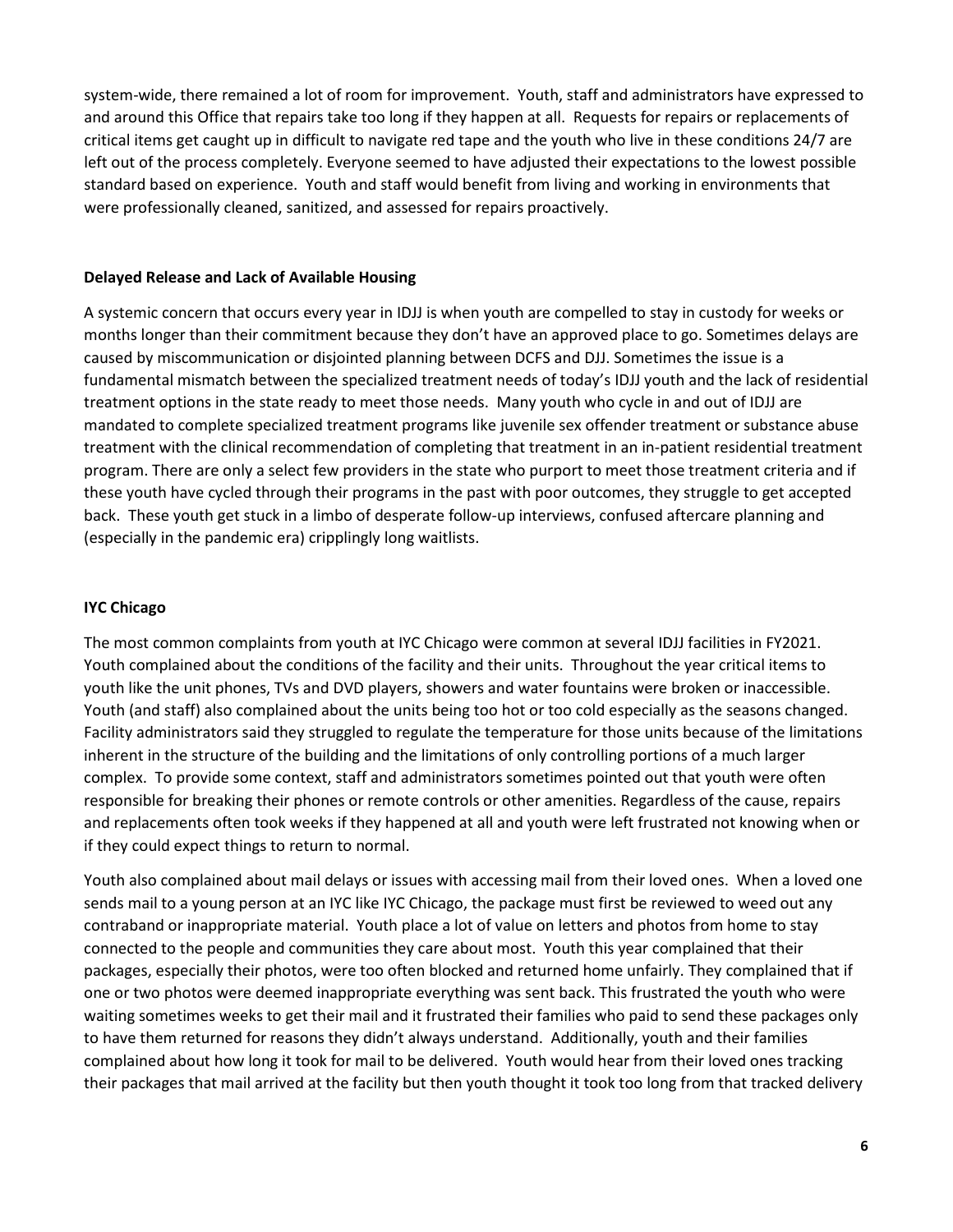system-wide, there remained a lot of room for improvement. Youth, staff and administrators have expressed to and around this Office that repairs take too long if they happen at all. Requests for repairs or replacements of critical items get caught up in difficult to navigate red tape and the youth who live in these conditions 24/7 are left out of the process completely. Everyone seemed to have adjusted their expectations to the lowest possible standard based on experience. Youth and staff would benefit from living and working in environments that were professionally cleaned, sanitized, and assessed for repairs proactively.

**Delayed Release and Lack of Available Housing**

A systemic concern that occurs every year in IDJJ is when youth are compelled to stay in custody for weeks or months longer than their commitment because they don't have an approved place to go. Sometimes delays are caused by miscommunication or disjointed planning between DCFS and DJJ. Sometimes the issue is a fundamental mismatch between the specialized treatment needs of today's IDJJ youth and the lack of residential treatment options in the state ready to meet those needs. Many youth who cycle in and out of IDJJ are mandated to complete specialized treatment programs like juvenile sex offender treatment or substance abuse treatment with the clinical recommendation of completing that treatment in an in-patient residential treatment program. There are only a select few providers in the state who purport to meet those treatment criteria and if these youth have cycled through their programs in the past with poor outcomes, they struggle to get accepted back. These youth get stuck in a limbo of desperate follow-up interviews, confused aftercare planning and (especially in the pandemic era) cripplingly long waitlists.

**IYC Chicago**

The most common complaints from youth at IYC Chicago were common at several IDJJ facilities in FY2021. Youth complained about the conditions of the facility and their units. Throughout the year critical items to youth like the unit phones, TVs and DVD players, showers and water fountains were broken or inaccessible. Youth (and staff) also complained about the units being too hot or too cold especially as the seasons changed. Facility administrators said they struggled to regulate the temperature for those units because of the limitations inherent in the structure of the building and the limitations of only controlling portions of a much larger complex. To provide some context, staff and administrators sometimes pointed out that youth were often responsible for breaking their phones or remote controls or other amenities. Regardless of the cause, repairs and replacements often took weeks if they happened at all and youth were left frustrated not knowing when or if they could expect things to return to normal.

Youth also complained about mail delays or issues with accessing mail from their loved ones. When a loved one sends mail to a young person at an IYC like IYC Chicago, the package must first be reviewed to weed out any contraband or inappropriate material. Youth place a lot of value on letters and photos from home to stay connected to the people and communities they care about most. Youth this year complained that their packages, especially their photos, were too often blocked and returned home unfairly. They complained that if one or two photos were deemed inappropriate everything was sent back. This frustrated the youth who were waiting sometimes weeks to get their mail and it frustrated their families who paid to send these packages only to have them returned for reasons they didn't always understand. Additionally, youth and their families complained about how long it took for mail to be delivered. Youth would hear from their loved ones tracking their packages that mail arrived at the facility but then youth thought it took too long from that tracked delivery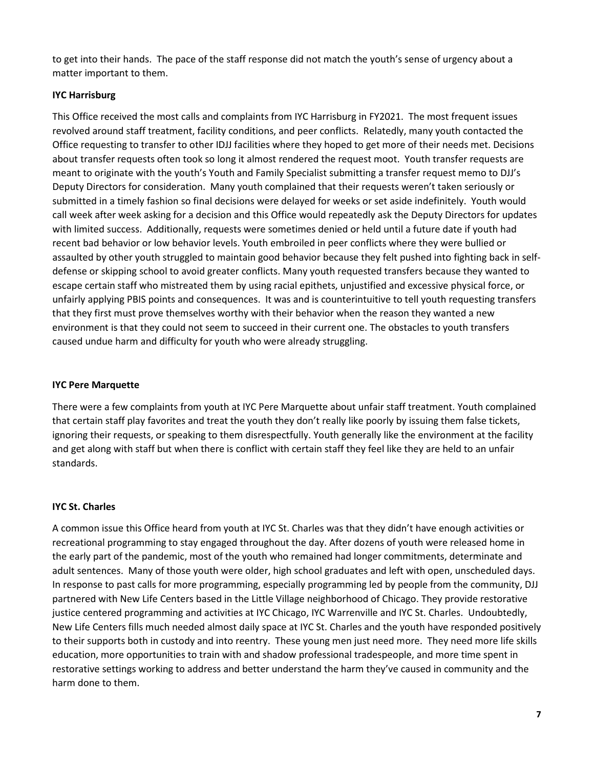to get into their hands. The pace of the staff response did not match the youth's sense of urgency about a matter important to them.

**IYC Harrisburg**

This Office received the most calls and complaints from IYC Harrisburg in FY2021. The most frequent issues revolved around staff treatment, facility conditions, and peer conflicts. Relatedly, many youth contacted the Office requesting to transfer to other IDJJ facilities where they hoped to get more of their needs met. Decisions about transfer requests often took so long it almost rendered the request moot. Youth transfer requests are meant to originate with the youth's Youth and Family Specialist submitting a transfer request memo to DJJ's Deputy Directors for consideration. Many youth complained that their requests weren't taken seriously or submitted in a timely fashion so final decisions were delayed for weeks or set aside indefinitely. Youth would call week after week asking for a decision and this Office would repeatedly ask the Deputy Directors for updates with limited success. Additionally, requests were sometimes denied or held until a future date if youth had recent bad behavior or low behavior levels. Youth embroiled in peer conflicts where they were bullied or assaulted by other youth struggled to maintain good behavior because they felt pushed into fighting back in self-defense or skipping school to avoid greater conflicts. Many youth requested transfers because they wanted to escape certain staff who mistreated them by using racial epithets, unjustified and excessive physical force, or unfairly applying PBIS points and consequences. It was and is counterintuitive to tell youth requesting transfers that they first must prove themselves worthy with their behavior when the reason they wanted a new environment is that they could not seem to succeed in their current one. The obstacles to youth transfers caused undue harm and difficulty for youth who were already struggling.

**IYC Pere Marquette**

There were a few complaints from youth at IYC Pere Marquette about unfair staff treatment. Youth complained that certain staff play favorites and treat the youth they don't really like poorly by issuing them false tickets, ignoring their requests, or speaking to them disrespectfully. Youth generally like the environment at the facility and get along with staff but when there is conflict with certain staff they feel like they are held to an unfair standards.

**IYC St. Charles**

A common issue this Office heard from youth at IYC St. Charles was that they didn't have enough activities or recreational programming to stay engaged throughout the day. After dozens of youth were released home in the early part of the pandemic, most of the youth who remained had longer commitments, determinate and adult sentences. Many of those youth were older, high school graduates and left with open, unscheduled days. In response to past calls for more programming, especially programming led by people from the community, DJJ partnered with New Life Centers based in the Little Village neighborhood of Chicago. They provide restorative justice centered programming and activities at IYC Chicago, IYC Warrenville and IYC St. Charles. Undoubtedly, New Life Centers fills much needed almost daily space at IYC St. Charles and the youth have responded positively to their supports both in custody and into reentry. These young men just need more. They need more life skills education, more opportunities to train with and shadow professional tradespeople, and more time spent in restorative settings working to address and better understand the harm they've caused in community and the harm done to them.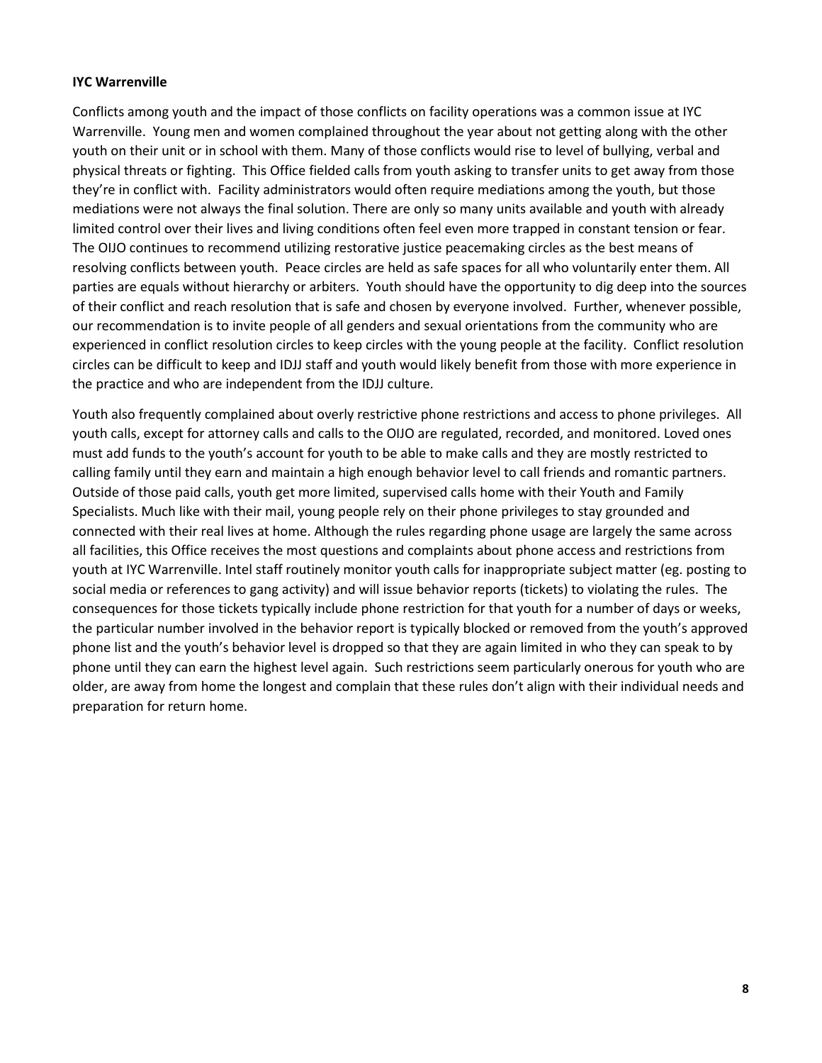**IYC Warrenville**

Conflicts among youth and the impact of those conflicts on facility operations was a common issue at IYC Warrenville. Young men and women complained throughout the year about not getting along with the other youth on their unit or in school with them. Many of those conflicts would rise to level of bullying, verbal and physical threats or fighting. This Office fielded calls from youth asking to transfer units to get away from those they're in conflict with. Facility administrators would often require mediations among the youth, but those mediations were not always the final solution. There are only so many units available and youth with already limited control over their lives and living conditions often feel even more trapped in constant tension or fear. The OIJO continues to recommend utilizing restorative justice peacemaking circles as the best means of resolving conflicts between youth. Peace circles are held as safe spaces for all who voluntarily enter them. All parties are equals without hierarchy or arbiters. Youth should have the opportunity to dig deep into the sources of their conflict and reach resolution that is safe and chosen by everyone involved. Further, whenever possible, our recommendation is to invite people of all genders and sexual orientations from the community who are experienced in conflict resolution circles to keep circles with the young people at the facility. Conflict resolution circles can be difficult to keep and IDJJ staff and youth would likely benefit from those with more experience in the practice and who are independent from the IDJJ culture.

Youth also frequently complained about overly restrictive phone restrictions and access to phone privileges. All youth calls, except for attorney calls and calls to the OIJO are regulated, recorded, and monitored. Loved ones must add funds to the youth's account for youth to be able to make calls and they are mostly restricted to calling family until they earn and maintain a high enough behavior level to call friends and romantic partners. Outside of those paid calls, youth get more limited, supervised calls home with their Youth and Family Specialists. Much like with their mail, young people rely on their phone privileges to stay grounded and connected with their real lives at home. Although the rules regarding phone usage are largely the same across all facilities, this Office receives the most questions and complaints about phone access and restrictions from youth at IYC Warrenville. Intel staff routinely monitor youth calls for inappropriate subject matter (eg. posting to social media or references to gang activity) and will issue behavior reports (tickets) to violating the rules. The consequences for those tickets typically include phone restriction for that youth for a number of days or weeks, the particular number involved in the behavior report is typically blocked or removed from the youth's approved phone list and the youth's behavior level is dropped so that they are again limited in who they can speak to by phone until they can earn the highest level again. Such restrictions seem particularly onerous for youth who are older, are away from home the longest and complain that these rules don't align with their individual needs and preparation for return home.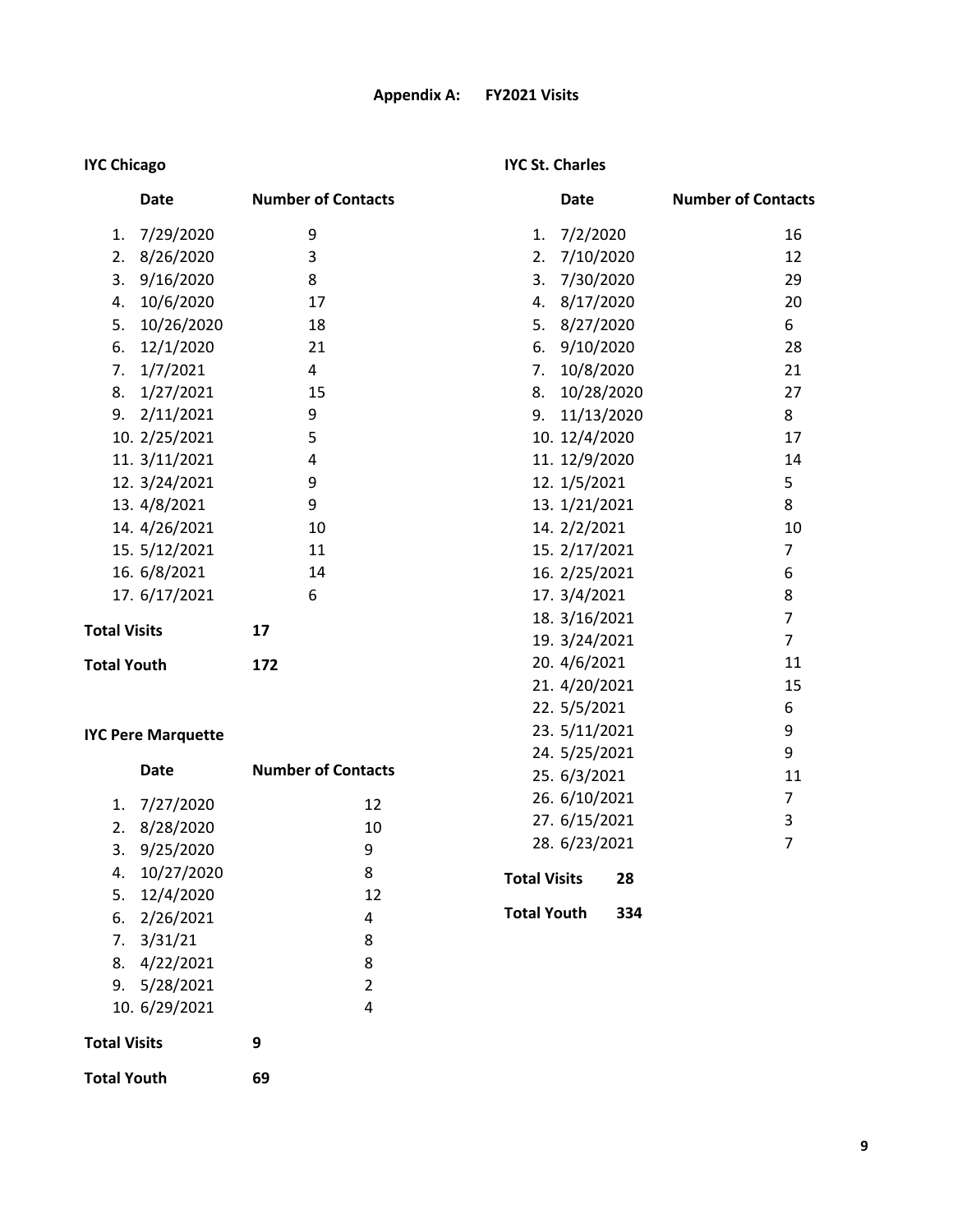# Appendix A: FY2021 Visits

### IYC Chicago

| | Date | Number of Contacts |
|---|---|---|
| 1. | 7/29/2020 | 9 |
| 2. | 8/26/2020 | 3 |
| 3. | 9/16/2020 | 8 |
| 4. | 10/6/2020 | 17 |
| 5. | 10/26/2020 | 18 |
| 6. | 12/1/2020 | 21 |
| 7. | 1/7/2021 | 4 |
| 8. | 1/27/2021 | 15 |
| 9. | 2/11/2021 | 9 |
| 10. | 2/25/2021 | 5 |
| 11. | 3/11/2021 | 4 |
| 12. | 3/24/2021 | 9 |
| 13. | 4/8/2021 | 9 |
| 14. | 4/26/2021 | 10 |
| 15. | 5/12/2021 | 11 |
| 16. | 6/8/2021 | 14 |
| 17. | 6/17/2021 | 6 |

**Total Visits** **17**

**Total Youth** **172**

### IYC Pere Marquette

| | Date | Number of Contacts |
|---|---|---|
| 1. | 7/27/2020 | 12 |
| 2. | 8/28/2020 | 10 |
| 3. | 9/25/2020 | 9 |
| 4. | 10/27/2020 | 8 |
| 5. | 12/4/2020 | 12 |
| 6. | 2/26/2021 | 4 |
| 7. | 3/31/21 | 8 |
| 8. | 4/22/2021 | 8 |
| 9. | 5/28/2021 | 2 |
| 10. | 6/29/2021 | 4 |

**Total Visits** **9**

**Total Youth** **69**

### IYC St. Charles

| | Date | Number of Contacts |
|---|---|---|
| 1. | 7/2/2020 | 16 |
| 2. | 7/10/2020 | 12 |
| 3. | 7/30/2020 | 29 |
| 4. | 8/17/2020 | 20 |
| 5. | 8/27/2020 | 6 |
| 6. | 9/10/2020 | 28 |
| 7. | 10/8/2020 | 21 |
| 8. | 10/28/2020 | 27 |
| 9. | 11/13/2020 | 8 |
| 10. | 12/4/2020 | 17 |
| 11. | 12/9/2020 | 14 |
| 12. | 1/5/2021 | 5 |
| 13. | 1/21/2021 | 8 |
| 14. | 2/2/2021 | 10 |
| 15. | 2/17/2021 | 7 |
| 16. | 2/25/2021 | 6 |
| 17. | 3/4/2021 | 8 |
| 18. | 3/16/2021 | 7 |
| 19. | 3/24/2021 | 7 |
| 20. | 4/6/2021 | 11 |
| 21. | 4/20/2021 | 15 |
| 22. | 5/5/2021 | 6 |
| 23. | 5/11/2021 | 9 |
| 24. | 5/25/2021 | 9 |
| 25. | 6/3/2021 | 11 |
| 26. | 6/10/2021 | 7 |
| 27. | 6/15/2021 | 3 |
| 28. | 6/23/2021 | 7 |

**Total Visits** **28**

**Total Youth** **334**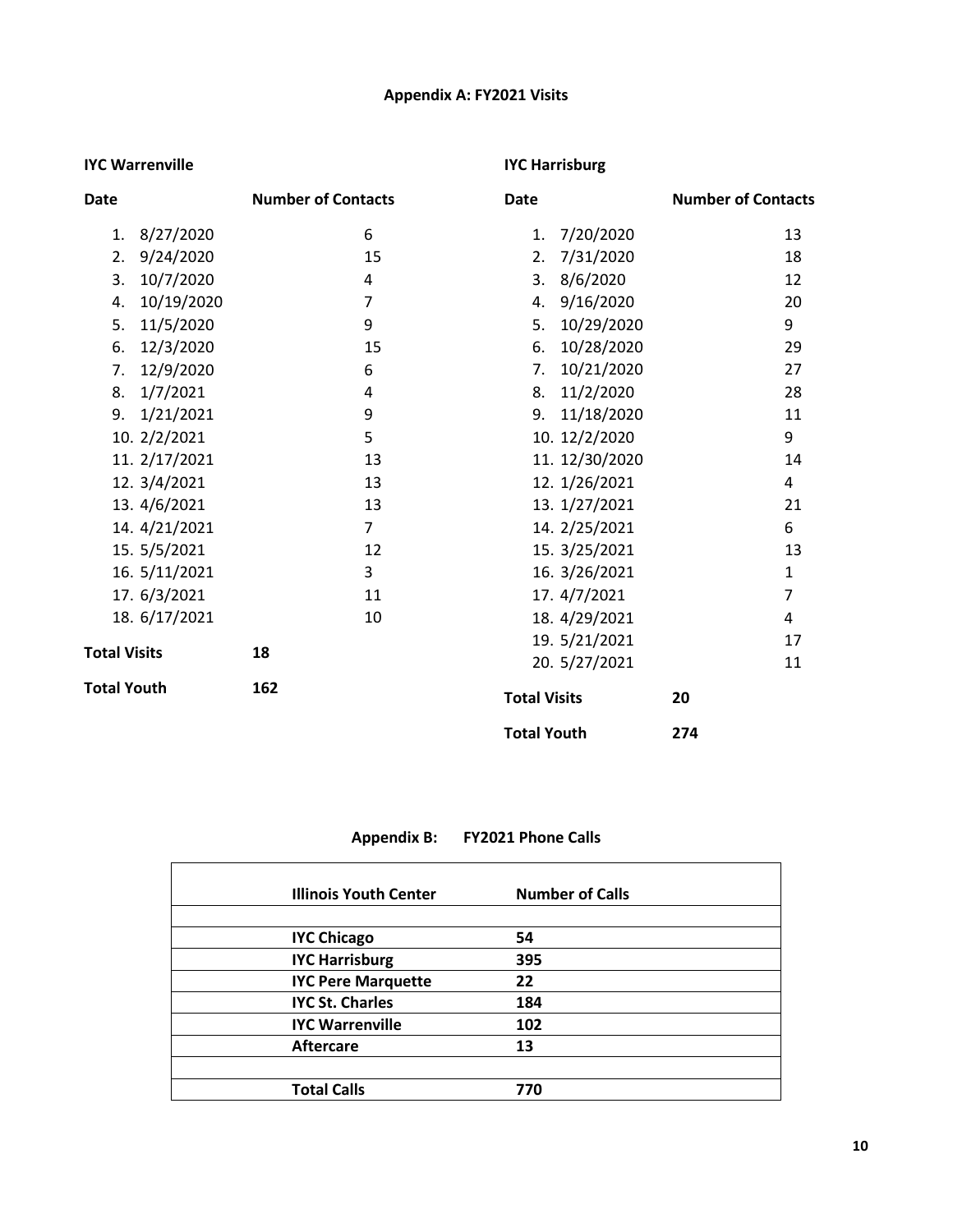## Appendix A: FY2021 Visits

### IYC Warrenville

| Date | Number of Contacts |
|---|---|
| 1. 8/27/2020 | 6 |
| 2. 9/24/2020 | 15 |
| 3. 10/7/2020 | 4 |
| 4. 10/19/2020 | 7 |
| 5. 11/5/2020 | 9 |
| 6. 12/3/2020 | 15 |
| 7. 12/9/2020 | 6 |
| 8. 1/7/2021 | 4 |
| 9. 1/21/2021 | 9 |
| 10. 2/2/2021 | 5 |
| 11. 2/17/2021 | 13 |
| 12. 3/4/2021 | 13 |
| 13. 4/6/2021 | 13 |
| 14. 4/21/2021 | 7 |
| 15. 5/5/2021 | 12 |
| 16. 5/11/2021 | 3 |
| 17. 6/3/2021 | 11 |
| 18. 6/17/2021 | 10 |
| **Total Visits** | **18** |
| **Total Youth** | **162** |

### IYC Harrisburg

| Date | Number of Contacts |
|---|---|
| 1. 7/20/2020 | 13 |
| 2. 7/31/2020 | 18 |
| 3. 8/6/2020 | 12 |
| 4. 9/16/2020 | 20 |
| 5. 10/29/2020 | 9 |
| 6. 10/28/2020 | 29 |
| 7. 10/21/2020 | 27 |
| 8. 11/2/2020 | 28 |
| 9. 11/18/2020 | 11 |
| 10. 12/2/2020 | 9 |
| 11. 12/30/2020 | 14 |
| 12. 1/26/2021 | 4 |
| 13. 1/27/2021 | 21 |
| 14. 2/25/2021 | 6 |
| 15. 3/25/2021 | 13 |
| 16. 3/26/2021 | 1 |
| 17. 4/7/2021 | 7 |
| 18. 4/29/2021 | 4 |
| 19. 5/21/2021 | 17 |
| 20. 5/27/2021 | 11 |
| **Total Visits** | **20** |
| **Total Youth** | **274** |

## Appendix B: FY2021 Phone Calls

| Illinois Youth Center | Number of Calls |
|---|---|
| | |
| **IYC Chicago** | **54** |
| **IYC Harrisburg** | **395** |
| **IYC Pere Marquette** | **22** |
| **IYC St. Charles** | **184** |
| **IYC Warrenville** | **102** |
| **Aftercare** | **13** |
| | |
| **Total Calls** | **770** |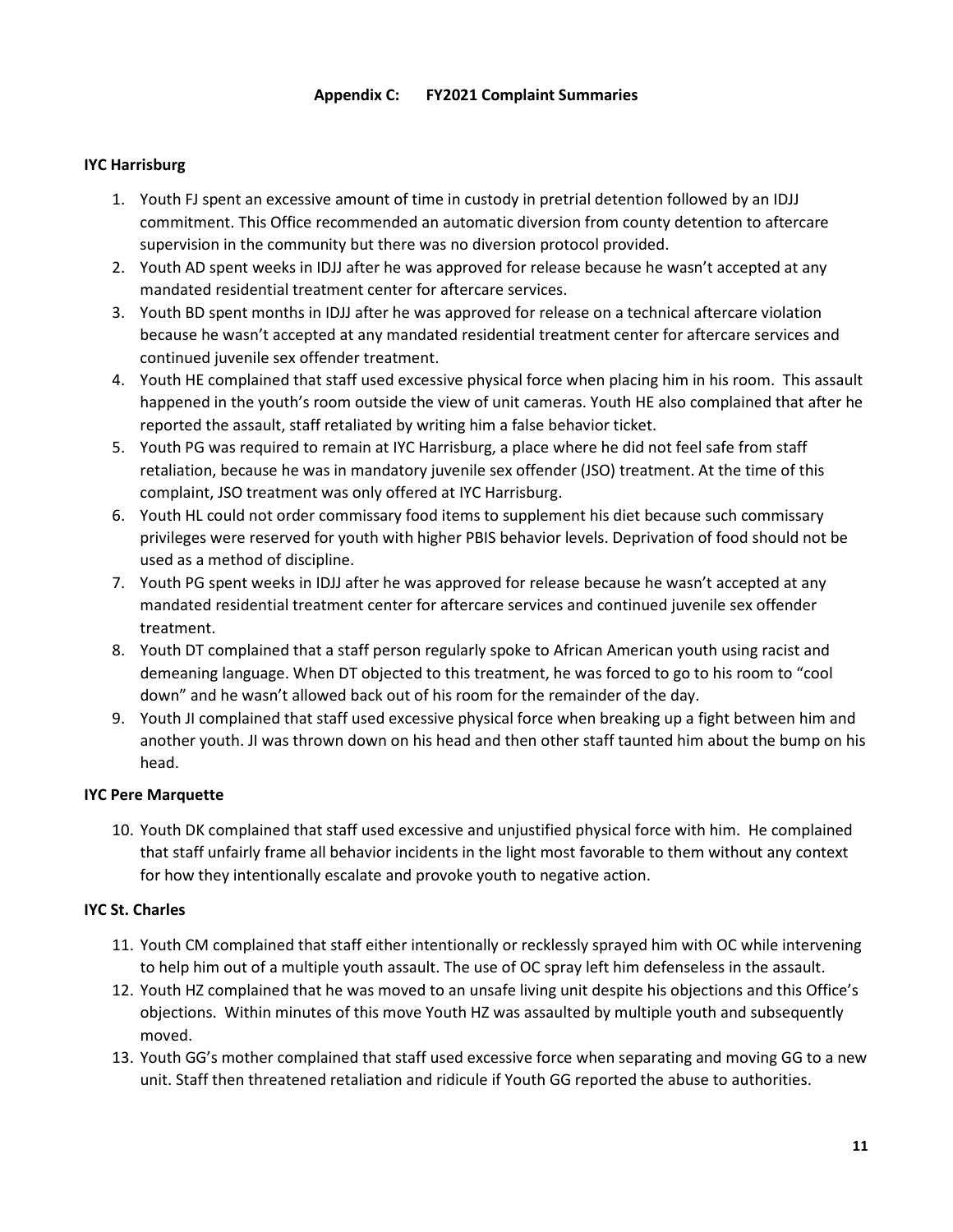## Appendix C: FY2021 Complaint Summaries

### IYC Harrisburg

1. Youth FJ spent an excessive amount of time in custody in pretrial detention followed by an IDJJ commitment. This Office recommended an automatic diversion from county detention to aftercare supervision in the community but there was no diversion protocol provided.
2. Youth AD spent weeks in IDJJ after he was approved for release because he wasn't accepted at any mandated residential treatment center for aftercare services.
3. Youth BD spent months in IDJJ after he was approved for release on a technical aftercare violation because he wasn't accepted at any mandated residential treatment center for aftercare services and continued juvenile sex offender treatment.
4. Youth HE complained that staff used excessive physical force when placing him in his room. This assault happened in the youth's room outside the view of unit cameras. Youth HE also complained that after he reported the assault, staff retaliated by writing him a false behavior ticket.
5. Youth PG was required to remain at IYC Harrisburg, a place where he did not feel safe from staff retaliation, because he was in mandatory juvenile sex offender (JSO) treatment. At the time of this complaint, JSO treatment was only offered at IYC Harrisburg.
6. Youth HL could not order commissary food items to supplement his diet because such commissary privileges were reserved for youth with higher PBIS behavior levels. Deprivation of food should not be used as a method of discipline.
7. Youth PG spent weeks in IDJJ after he was approved for release because he wasn't accepted at any mandated residential treatment center for aftercare services and continued juvenile sex offender treatment.
8. Youth DT complained that a staff person regularly spoke to African American youth using racist and demeaning language. When DT objected to this treatment, he was forced to go to his room to "cool down" and he wasn't allowed back out of his room for the remainder of the day.
9. Youth JI complained that staff used excessive physical force when breaking up a fight between him and another youth. JI was thrown down on his head and then other staff taunted him about the bump on his head.

### IYC Pere Marquette

10. Youth DK complained that staff used excessive and unjustified physical force with him. He complained that staff unfairly frame all behavior incidents in the light most favorable to them without any context for how they intentionally escalate and provoke youth to negative action.

### IYC St. Charles

11. Youth CM complained that staff either intentionally or recklessly sprayed him with OC while intervening to help him out of a multiple youth assault. The use of OC spray left him defenseless in the assault.
12. Youth HZ complained that he was moved to an unsafe living unit despite his objections and this Office's objections. Within minutes of this move Youth HZ was assaulted by multiple youth and subsequently moved.
13. Youth GG's mother complained that staff used excessive force when separating and moving GG to a new unit. Staff then threatened retaliation and ridicule if Youth GG reported the abuse to authorities.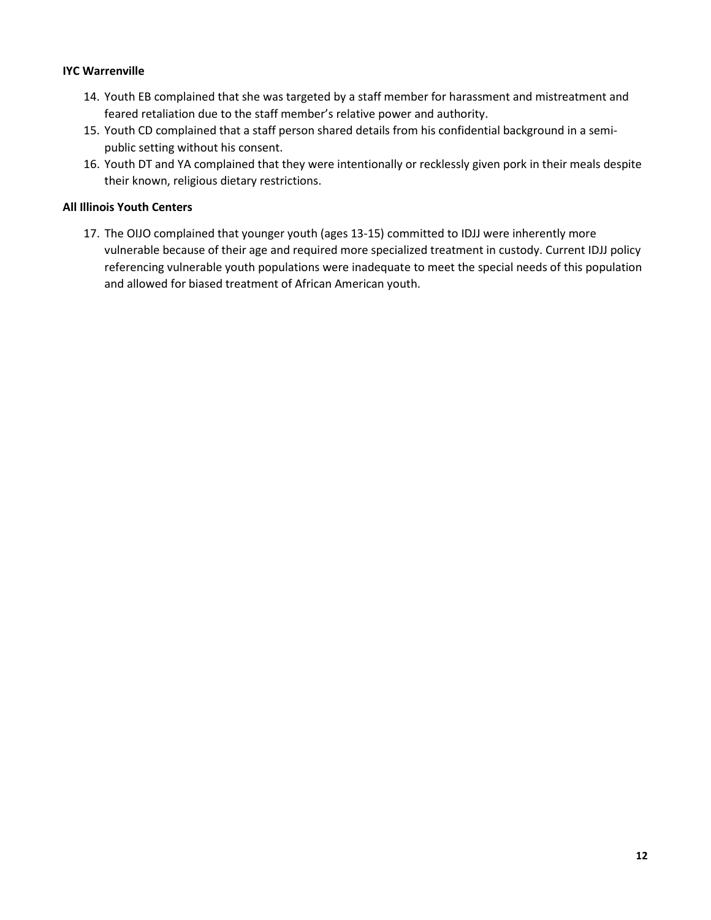**IYC Warrenville**

14. Youth EB complained that she was targeted by a staff member for harassment and mistreatment and feared retaliation due to the staff member's relative power and authority.
15. Youth CD complained that a staff person shared details from his confidential background in a semi-public setting without his consent.
16. Youth DT and YA complained that they were intentionally or recklessly given pork in their meals despite their known, religious dietary restrictions.

**All Illinois Youth Centers**

17. The OIJO complained that younger youth (ages 13-15) committed to IDJJ were inherently more vulnerable because of their age and required more specialized treatment in custody. Current IDJJ policy referencing vulnerable youth populations were inadequate to meet the special needs of this population and allowed for biased treatment of African American youth.